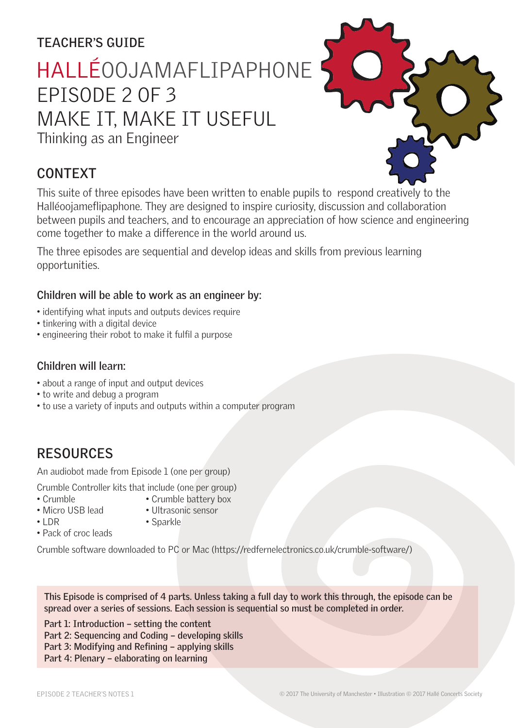TEACHER'S GUIDE

# HALLÉOOJAMAFLIPAPHONE EPISODE 2 OF 3 MAKE IT, MAKE IT USEFUL

Thinking as an Engineer

## CONTEXT

This suite of three episodes have been written to enable pupils to respond creatively to the Halléoojameflipaphone. They are designed to inspire curiosity, discussion and collaboration between pupils and teachers, and to encourage an appreciation of how science and engineering come together to make a difference in the world around us.

The three episodes are sequential and develop ideas and skills from previous learning opportunities.

### Children will be able to work as an engineer by:

- identifying what inputs and outputs devices require
- tinkering with a digital device
- engineering their robot to make it fulfil a purpose

### Children will learn:

- about a range of input and output devices
- to write and debug a program
- to use a variety of inputs and outputs within a computer program

## RESOURCES

An audiobot made from Episode 1 (one per group)

Crumble Controller kits that include (one per group)

- Crumble
- Micro USB lead
- LDR
- Pack of croc leads
- Crumble battery box
- Ultrasonic sensor
- Sparkle

Crumble software downloaded to PC or Mac (https://redfernelectronics.co.uk/crumble-software/)

**This Episode is comprised of 4 parts. Unless taking a full day to work this through, the episode can be spread over a series of sessions. Each session is sequential so must be completed in order.**

**Part 1: Introduction – setting the content**
**Part 2: Sequencing and Coding – developing skills**
**Part 3: Modifying and Refining – applying skills**
**Part 4: Plenary – elaborating on learning**

© 2017 The University of Manchester • Illustration © 2017 Hallé Concerts Society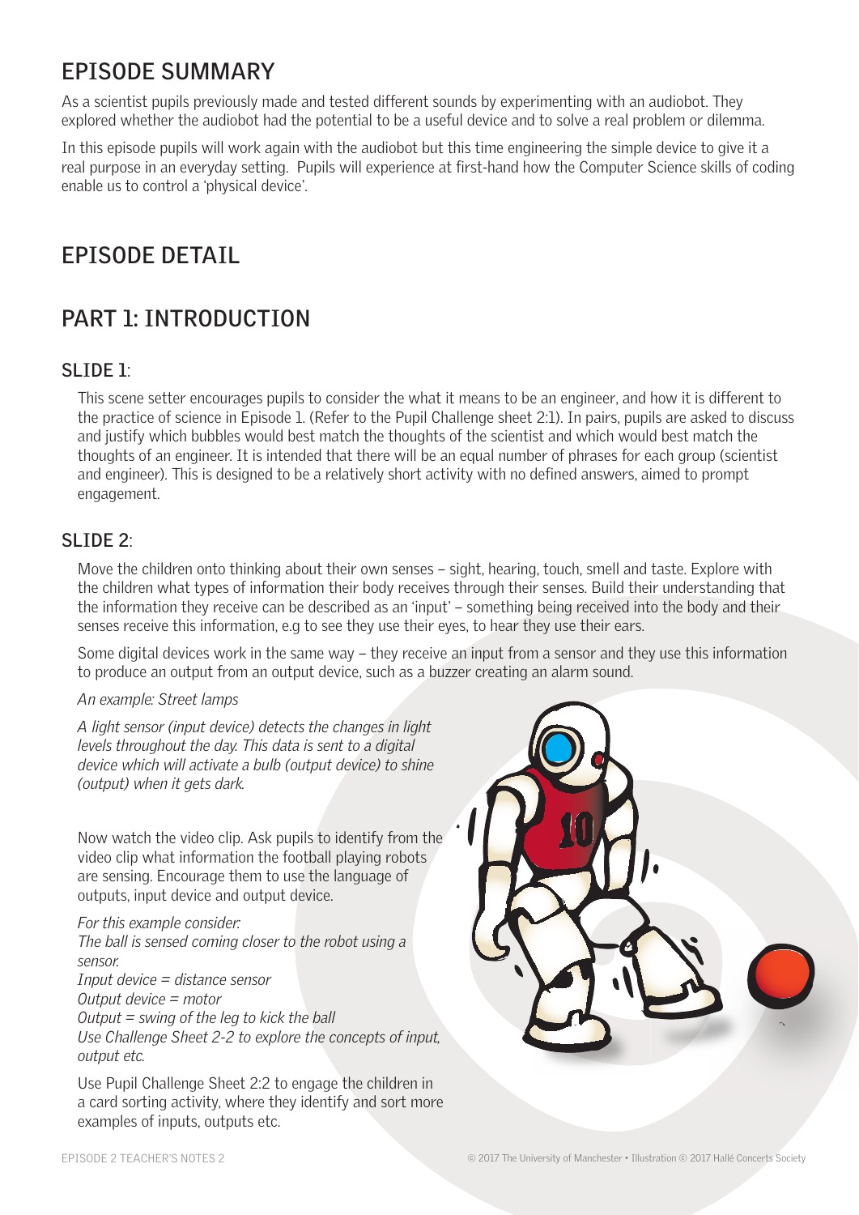## EPISODE SUMMARY

As a scientist pupils previously made and tested different sounds by experimenting with an audiobot. They explored whether the audiobot had the potential to be a useful device and to solve a real problem or dilemma.

In this episode pupils will work again with the audiobot but this time engineering the simple device to give it a real purpose in an everyday setting. Pupils will experience at first-hand how the Computer Science skills of coding enable us to control a 'physical device'.

## EPISODE DETAIL

## PART 1: INTRODUCTION

### SLIDE 1:

This scene setter encourages pupils to consider the what it means to be an engineer, and how it is different to the practice of science in Episode 1. (Refer to the Pupil Challenge sheet 2:1). In pairs, pupils are asked to discuss and justify which bubbles would best match the thoughts of the scientist and which would best match the thoughts of an engineer. It is intended that there will be an equal number of phrases for each group (scientist and engineer). This is designed to be a relatively short activity with no defined answers, aimed to prompt engagement.

### SLIDE 2:

Move the children onto thinking about their own senses – sight, hearing, touch, smell and taste. Explore with the children what types of information their body receives through their senses. Build their understanding that the information they receive can be described as an 'input' – something being received into the body and their senses receive this information, e.g to see they use their eyes, to hear they use their ears.

Some digital devices work in the same way – they receive an input from a sensor and they use this information to produce an output from an output device, such as a buzzer creating an alarm sound.

*An example: Street lamps*

*A light sensor (input device) detects the changes in light levels throughout the day. This data is sent to a digital device which will activate a bulb (output device) to shine (output) when it gets dark.*

Now watch the video clip. Ask pupils to identify from the video clip what information the football playing robots are sensing. Encourage them to use the language of outputs, input device and output device.

*For this example consider:*
*The ball is sensed coming closer to the robot using a sensor.*
*Input device = distance sensor*
*Output device = motor*
*Output = swing of the leg to kick the ball*
*Use Challenge Sheet 2-2 to explore the concepts of input, output etc.*

Use Pupil Challenge Sheet 2:2 to engage the children in a card sorting activity, where they identify and sort more examples of inputs, outputs etc.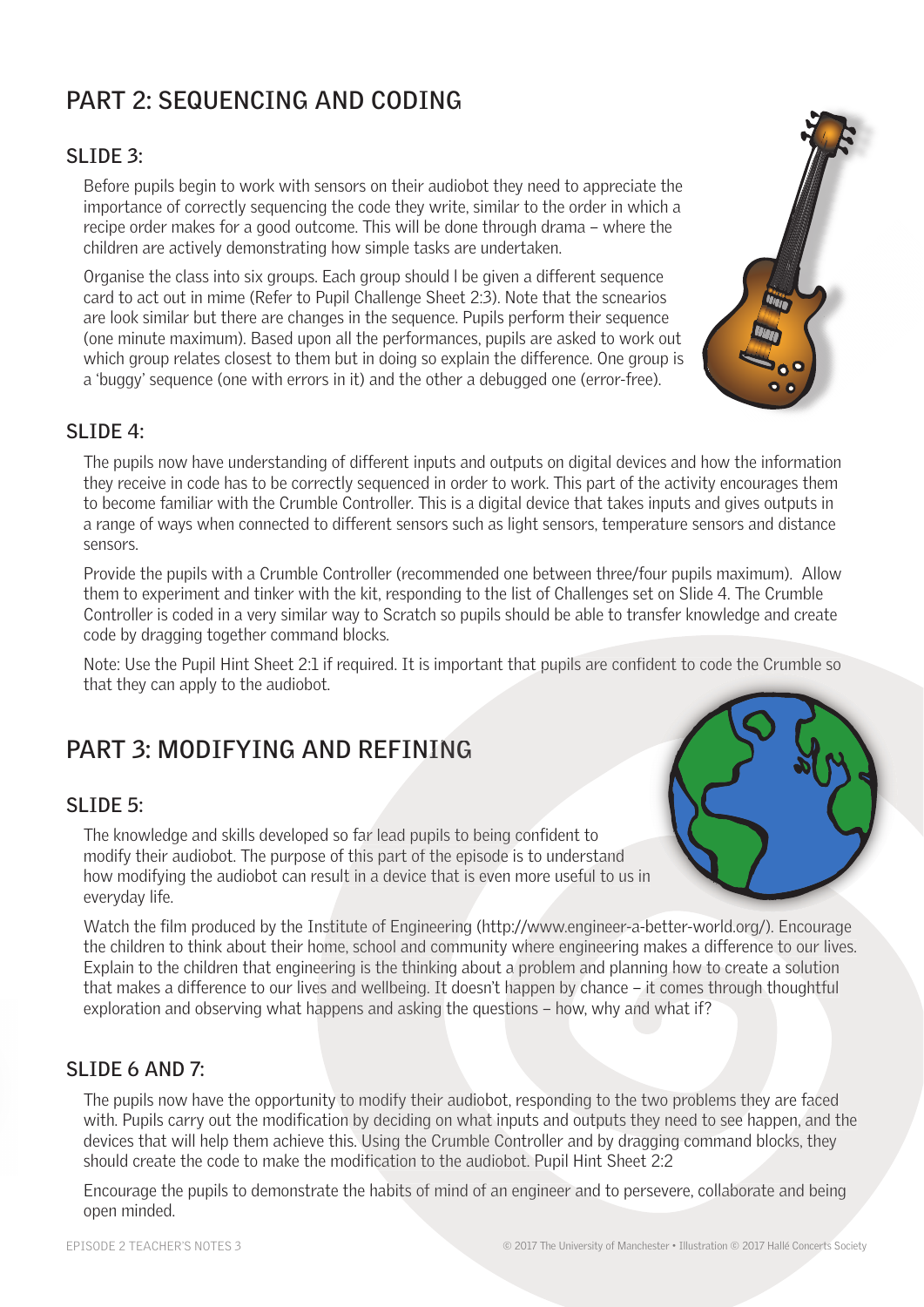## PART 2: SEQUENCING AND CODING

### SLIDE 3:

Before pupils begin to work with sensors on their audiobot they need to appreciate the importance of correctly sequencing the code they write, similar to the order in which a recipe order makes for a good outcome. This will be done through drama – where the children are actively demonstrating how simple tasks are undertaken.

Organise the class into six groups. Each group should l be given a different sequence card to act out in mime (Refer to Pupil Challenge Sheet 2:3). Note that the scnearios are look similar but there are changes in the sequence. Pupils perform their sequence (one minute maximum). Based upon all the performances, pupils are asked to work out which group relates closest to them but in doing so explain the difference. One group is a 'buggy' sequence (one with errors in it) and the other a debugged one (error-free).

### SLIDE 4:

The pupils now have understanding of different inputs and outputs on digital devices and how the information they receive in code has to be correctly sequenced in order to work. This part of the activity encourages them to become familiar with the Crumble Controller. This is a digital device that takes inputs and gives outputs in a range of ways when connected to different sensors such as light sensors, temperature sensors and distance sensors.

Provide the pupils with a Crumble Controller (recommended one between three/four pupils maximum). Allow them to experiment and tinker with the kit, responding to the list of Challenges set on Slide 4. The Crumble Controller is coded in a very similar way to Scratch so pupils should be able to transfer knowledge and create code by dragging together command blocks.

Note: Use the Pupil Hint Sheet 2:1 if required. It is important that pupils are confident to code the Crumble so that they can apply to the audiobot.

## PART 3: MODIFYING AND REFINING

### SLIDE 5:

The knowledge and skills developed so far lead pupils to being confident to modify their audiobot. The purpose of this part of the episode is to understand how modifying the audiobot can result in a device that is even more useful to us in everyday life.

Watch the film produced by the Institute of Engineering (http://www.engineer-a-better-world.org/). Encourage the children to think about their home, school and community where engineering makes a difference to our lives. Explain to the children that engineering is the thinking about a problem and planning how to create a solution that makes a difference to our lives and wellbeing. It doesn't happen by chance – it comes through thoughtful exploration and observing what happens and asking the questions – how, why and what if?

### SLIDE 6 AND 7:

The pupils now have the opportunity to modify their audiobot, responding to the two problems they are faced with. Pupils carry out the modification by deciding on what inputs and outputs they need to see happen, and the devices that will help them achieve this. Using the Crumble Controller and by dragging command blocks, they should create the code to make the modification to the audiobot. Pupil Hint Sheet 2:2

Encourage the pupils to demonstrate the habits of mind of an engineer and to persevere, collaborate and being open minded.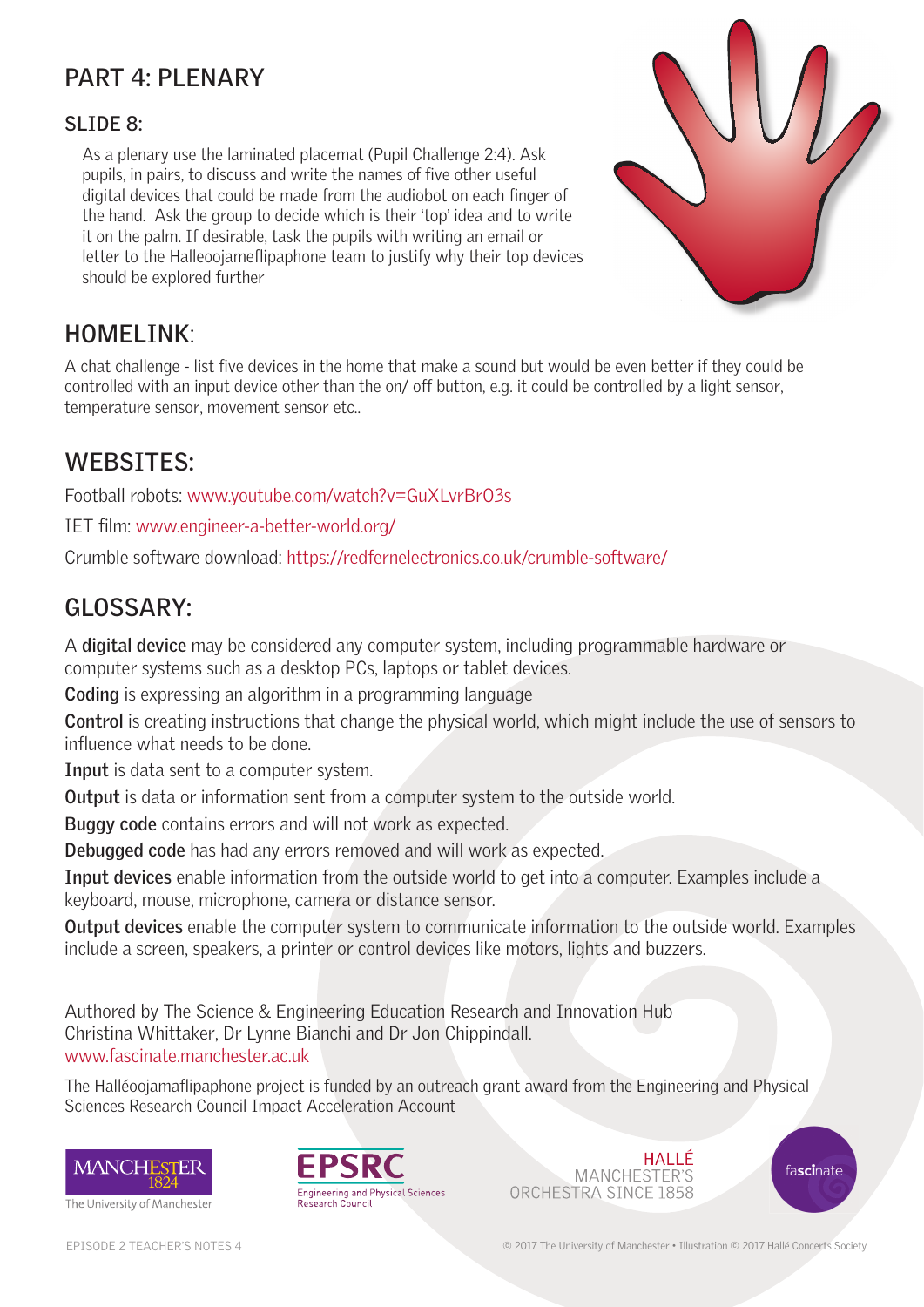## PART 4: PLENARY

### SLIDE 8:

As a plenary use the laminated placemat (Pupil Challenge 2:4). Ask pupils, in pairs, to discuss and write the names of five other useful digital devices that could be made from the audiobot on each finger of the hand. Ask the group to decide which is their 'top' idea and to write it on the palm. If desirable, task the pupils with writing an email or letter to the Halleoojameflipaphone team to justify why their top devices should be explored further

## HOMELINK:

A chat challenge - list five devices in the home that make a sound but would be even better if they could be controlled with an input device other than the on/ off button, e.g. it could be controlled by a light sensor, temperature sensor, movement sensor etc..

## WEBSITES:

Football robots: www.youtube.com/watch?v=GuXLvrBrO3s

IET film: www.engineer-a-better-world.org/

Crumble software download: https://redfernelectronics.co.uk/crumble-software/

## GLOSSARY:

A **digital device** may be considered any computer system, including programmable hardware or computer systems such as a desktop PCs, laptops or tablet devices.

**Coding** is expressing an algorithm in a programming language

**Control** is creating instructions that change the physical world, which might include the use of sensors to influence what needs to be done.

**Input** is data sent to a computer system.

**Output** is data or information sent from a computer system to the outside world.

**Buggy code** contains errors and will not work as expected.

**Debugged code** has had any errors removed and will work as expected.

**Input devices** enable information from the outside world to get into a computer. Examples include a keyboard, mouse, microphone, camera or distance sensor.

**Output devices** enable the computer system to communicate information to the outside world. Examples include a screen, speakers, a printer or control devices like motors, lights and buzzers.

Authored by The Science & Engineering Education Research and Innovation Hub
Christina Whittaker, Dr Lynne Bianchi and Dr Jon Chippindall.
www.fascinate.manchester.ac.uk

The Halléoojamaflipaphone project is funded by an outreach grant award from the Engineering and Physical Sciences Research Council Impact Acceleration Account

MANCHESTER 1824 The University of Manchester

EPSRC Engineering and Physical Sciences Research Council

HALLÉ MANCHESTER'S ORCHESTRA SINCE 1858

fascinate

© 2017 The University of Manchester • Illustration © 2017 Hallé Concerts Society